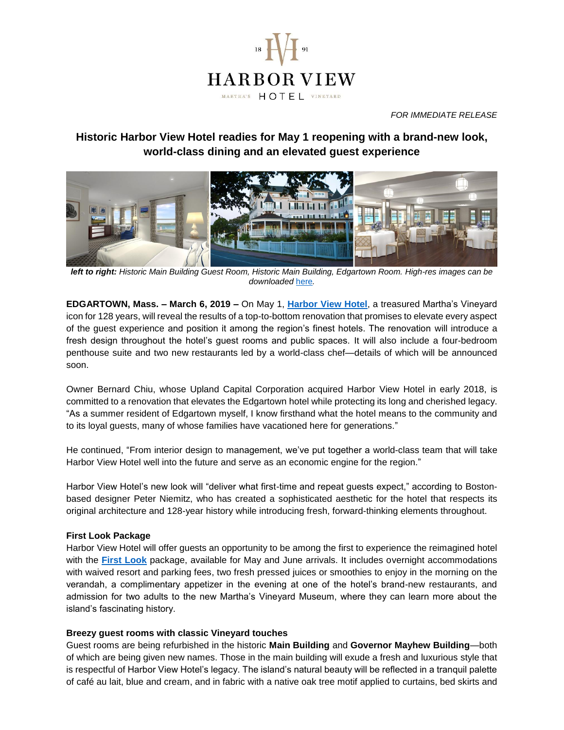HARBOR VIEW

MARTHA'S HOTEL VINEYARD

*FOR IMMEDIATE RELEASE*

## Historic Harbor View Hotel readies for May 1 reopening with a brand-new look, world-class dining and an elevated guest experience

***left to right:*** *Historic Main Building Guest Room, Historic Main Building, Edgartown Room. High-res images can be downloaded here.*

**EDGARTOWN, Mass. – March 6, 2019 –** On May 1, **Harbor View Hotel**, a treasured Martha's Vineyard icon for 128 years, will reveal the results of a top-to-bottom renovation that promises to elevate every aspect of the guest experience and position it among the region's finest hotels. The renovation will introduce a fresh design throughout the hotel's guest rooms and public spaces. It will also include a four-bedroom penthouse suite and two new restaurants led by a world-class chef—details of which will be announced soon.

Owner Bernard Chiu, whose Upland Capital Corporation acquired Harbor View Hotel in early 2018, is committed to a renovation that elevates the Edgartown hotel while protecting its long and cherished legacy. "As a summer resident of Edgartown myself, I know firsthand what the hotel means to the community and to its loyal guests, many of whose families have vacationed here for generations."

He continued, "From interior design to management, we've put together a world-class team that will take Harbor View Hotel well into the future and serve as an economic engine for the region."

Harbor View Hotel's new look will "deliver what first-time and repeat guests expect," according to Boston-based designer Peter Niemitz, who has created a sophisticated aesthetic for the hotel that respects its original architecture and 128-year history while introducing fresh, forward-thinking elements throughout.

### First Look Package

Harbor View Hotel will offer guests an opportunity to be among the first to experience the reimagined hotel with the **First Look** package, available for May and June arrivals. It includes overnight accommodations with waived resort and parking fees, two fresh pressed juices or smoothies to enjoy in the morning on the verandah, a complimentary appetizer in the evening at one of the hotel's brand-new restaurants, and admission for two adults to the new Martha's Vineyard Museum, where they can learn more about the island's fascinating history.

### Breezy guest rooms with classic Vineyard touches

Guest rooms are being refurbished in the historic **Main Building** and **Governor Mayhew Building**—both of which are being given new names. Those in the main building will exude a fresh and luxurious style that is respectful of Harbor View Hotel's legacy. The island's natural beauty will be reflected in a tranquil palette of café au lait, blue and cream, and in fabric with a native oak tree motif applied to curtains, bed skirts and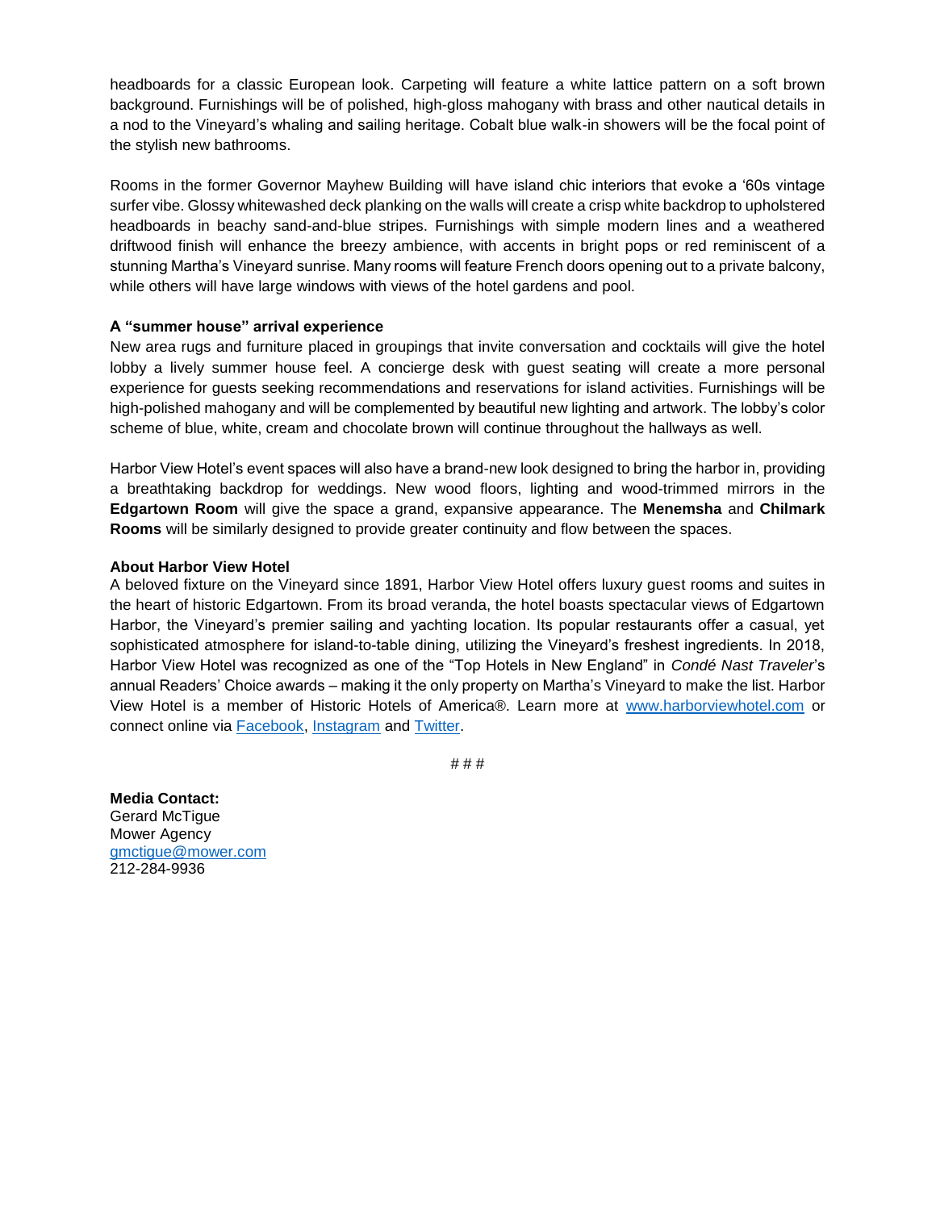headboards for a classic European look. Carpeting will feature a white lattice pattern on a soft brown background. Furnishings will be of polished, high-gloss mahogany with brass and other nautical details in a nod to the Vineyard's whaling and sailing heritage. Cobalt blue walk-in showers will be the focal point of the stylish new bathrooms.

Rooms in the former Governor Mayhew Building will have island chic interiors that evoke a '60s vintage surfer vibe. Glossy whitewashed deck planking on the walls will create a crisp white backdrop to upholstered headboards in beachy sand-and-blue stripes. Furnishings with simple modern lines and a weathered driftwood finish will enhance the breezy ambience, with accents in bright pops or red reminiscent of a stunning Martha's Vineyard sunrise. Many rooms will feature French doors opening out to a private balcony, while others will have large windows with views of the hotel gardens and pool.

**A "summer house" arrival experience**

New area rugs and furniture placed in groupings that invite conversation and cocktails will give the hotel lobby a lively summer house feel. A concierge desk with guest seating will create a more personal experience for guests seeking recommendations and reservations for island activities. Furnishings will be high-polished mahogany and will be complemented by beautiful new lighting and artwork. The lobby's color scheme of blue, white, cream and chocolate brown will continue throughout the hallways as well.

Harbor View Hotel's event spaces will also have a brand-new look designed to bring the harbor in, providing a breathtaking backdrop for weddings. New wood floors, lighting and wood-trimmed mirrors in the **Edgartown Room** will give the space a grand, expansive appearance. The **Menemsha** and **Chilmark Rooms** will be similarly designed to provide greater continuity and flow between the spaces.

**About Harbor View Hotel**

A beloved fixture on the Vineyard since 1891, Harbor View Hotel offers luxury guest rooms and suites in the heart of historic Edgartown. From its broad veranda, the hotel boasts spectacular views of Edgartown Harbor, the Vineyard's premier sailing and yachting location. Its popular restaurants offer a casual, yet sophisticated atmosphere for island-to-table dining, utilizing the Vineyard's freshest ingredients. In 2018, Harbor View Hotel was recognized as one of the "Top Hotels in New England" in *Condé Nast Traveler*'s annual Readers' Choice awards – making it the only property on Martha's Vineyard to make the list. Harbor View Hotel is a member of Historic Hotels of America®. Learn more at www.harborviewhotel.com or connect online via Facebook, Instagram and Twitter.

# # #

**Media Contact:**
Gerard McTigue
Mower Agency
gmctigue@mower.com
212-284-9936